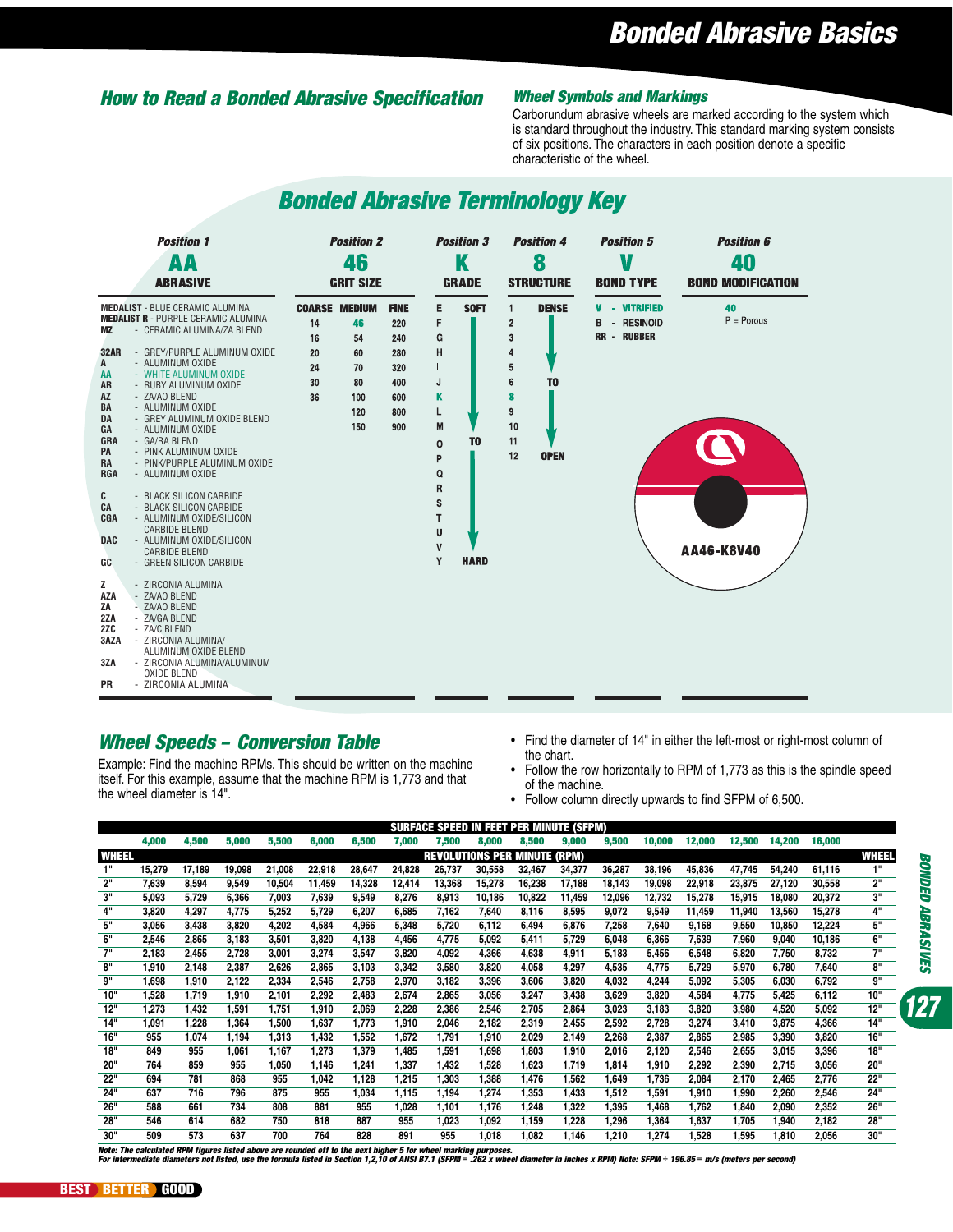# Bonded Abrasive Basics

## How to Read a Bonded Abrasive Specification

### Wheel Symbols and Markings

Carborundum abrasive wheels are marked according to the system which is standard throughout the industry. This standard marking system consists of six positions. The characters in each position denote a specific characteristic of the wheel.

## Bonded Abrasive Terminology Key

| Position 1 | Position 2 | Position 3 | Position 4 | Position 5 | Position 6 |
|---|---|---|---|---|---|
| **AA** | **46** | **K** | **8** | **V** | **40** |
| ABRASIVE | GRIT SIZE | GRADE | STRUCTURE | BOND TYPE | BOND MODIFICATION |

**Position 1 – Abrasive**

- **MEDALIST** - BLUE CERAMIC ALUMINA
- **MEDALIST R** - PURPLE CERAMIC ALUMINA
- **MZ** - CERAMIC ALUMINA/ZA BLEND

- **32AR** - GREY/PURPLE ALUMINUM OXIDE
- **A** - ALUMINUM OXIDE
- **AA** - WHITE ALUMINUM OXIDE
- **AR** - RUBY ALUMINUM OXIDE
- **AZ** - ZA/AO BLEND
- **BA** - ALUMINUM OXIDE
- **DA** - GREY ALUMINUM OXIDE BLEND
- **GA** - ALUMINUM OXIDE
- **GRA** - GA/RA BLEND
- **PA** - PINK ALUMINUM OXIDE
- **RA** - PINK/PURPLE ALUMINUM OXIDE
- **RGA** - ALUMINUM OXIDE

- **C** - BLACK SILICON CARBIDE
- **CA** - BLACK SILICON CARBIDE
- **CGA** - ALUMINUM OXIDE/SILICON CARBIDE BLEND
- **DAC** - ALUMINUM OXIDE/SILICON CARBIDE BLEND
- **GC** - GREEN SILICON CARBIDE

- **Z** - ZIRCONIA ALUMINA
- **AZA** - ZA/AO BLEND
- **ZA** - ZA/AO BLEND
- **2ZA** - ZA/GA BLEND
- **2ZC** - ZA/C BLEND
- **3AZA** - ZIRCONIA ALUMINA/ALUMINUM OXIDE BLEND
- **3ZA** - ZIRCONIA ALUMINA/ALUMINUM OXIDE BLEND
- **PR** - ZIRCONIA ALUMINA

**Position 2 – Grit Size**

| COARSE | MEDIUM | FINE |
|---|---|---|
| 14 | 46 | 220 |
| 16 | 54 | 240 |
| 20 | 60 | 280 |
| 24 | 70 | 320 |
| 30 | 80 | 400 |
| 36 | 100 | 600 |
| | 120 | 800 |
| | 150 | 900 |

**Position 3 – Grade**

E, F, G, H, I, J, K, L, M (SOFT TO) O, P, Q, R, S, T, U, V, Y (HARD)

**Position 4 – Structure**

1, 2, 3, 4, 5, 6 (DENSE TO) 8, 9, 10, 11, 12 (OPEN)

**Position 5 – Bond Type**

- **V** - VITRIFIED
- **B** - RESINOID
- **RR** - RUBBER

**Position 6 – Bond Modification**

40

P = Porous

AA46-K8V40

## Wheel Speeds – Conversion Table

Example: Find the machine RPMs. This should be written on the machine itself. For this example, assume that the machine RPM is 1,773 and that the wheel diameter is 14".

- Find the diameter of 14" in either the left-most or right-most column of the chart.
- Follow the row horizontally to RPM of 1,773 as this is the spindle speed of the machine.
- Follow column directly upwards to find SFPM of 6,500.

| | SURFACE SPEED IN FEET PER MINUTE (SFPM) | | | | | | | | | | | | | | | | |
|---|---|---|---|---|---|---|---|---|---|---|---|---|---|---|---|---|---|
| | 4,000 | 4,500 | 5,000 | 5,500 | 6,000 | 6,500 | 7,000 | 7,500 | 8,000 | 8,500 | 9,000 | 9,500 | 10,000 | 12,000 | 12,500 | 14,200 | 16,000 |
| WHEEL | REVOLUTIONS PER MINUTE (RPM) | | | | | | | | | | | | | | | | |
| 1" | 15,279 | 17,189 | 19,098 | 21,008 | 22,918 | 28,647 | 24,828 | 26,737 | 30,558 | 32,467 | 34,377 | 36,287 | 38,196 | 45,836 | 47,745 | 54,240 | 61,116 |
| 2" | 7,639 | 8,594 | 9,549 | 10,504 | 11,459 | 14,328 | 12,414 | 13,368 | 15,278 | 16,238 | 17,188 | 18,143 | 19,098 | 22,918 | 23,875 | 27,120 | 30,558 |
| 3" | 5,093 | 5,729 | 6,366 | 7,003 | 7,639 | 9,549 | 8,276 | 8,913 | 10,186 | 10,822 | 11,459 | 12,096 | 12,732 | 15,278 | 15,915 | 18,080 | 20,372 |
| 4" | 3,820 | 4,297 | 4,775 | 5,252 | 5,729 | 6,207 | 6,685 | 7,162 | 7,640 | 8,116 | 8,595 | 9,072 | 9,549 | 11,459 | 11,940 | 13,560 | 15,278 |
| 5" | 3,056 | 3,438 | 3,820 | 4,202 | 4,584 | 4,966 | 5,348 | 5,720 | 6,112 | 6,494 | 6,876 | 7,258 | 7,640 | 9,168 | 9,550 | 10,850 | 12,224 |
| 6" | 2,546 | 2,865 | 3,183 | 3,501 | 3,820 | 4,138 | 4,456 | 4,775 | 5,092 | 5,411 | 5,729 | 6,048 | 6,366 | 7,639 | 7,960 | 9,040 | 10,186 |
| 7" | 2,183 | 2,455 | 2,728 | 3,001 | 3,274 | 3,547 | 3,820 | 4,092 | 4,366 | 4,638 | 4,911 | 5,183 | 5,456 | 6,548 | 6,820 | 7,750 | 8,732 |
| 8" | 1,910 | 2,148 | 2,387 | 2,626 | 2,865 | 3,103 | 3,342 | 3,580 | 3,820 | 4,058 | 4,297 | 4,535 | 4,775 | 5,729 | 5,970 | 6,780 | 7,640 |
| 9" | 1,698 | 1,910 | 2,122 | 2,334 | 2,546 | 2,758 | 2,970 | 3,182 | 3,396 | 3,606 | 3,820 | 4,032 | 4,244 | 5,092 | 5,305 | 6,030 | 6,792 |
| 10" | 1,528 | 1,719 | 1,910 | 2,101 | 2,292 | 2,483 | 2,674 | 2,865 | 3,056 | 3,247 | 3,438 | 3,629 | 3,820 | 4,584 | 4,775 | 5,425 | 6,112 |
| 12" | 1,273 | 1,432 | 1,591 | 1,751 | 1,910 | 2,069 | 2,228 | 2,386 | 2,546 | 2,705 | 2,864 | 3,023 | 3,183 | 3,820 | 3,980 | 4,520 | 5,092 |
| 14" | 1,091 | 1,228 | 1,364 | 1,500 | 1,637 | 1,773 | 1,910 | 2,046 | 2,182 | 2,319 | 2,455 | 2,592 | 2,728 | 3,274 | 3,410 | 3,875 | 4,366 |
| 16" | 955 | 1,074 | 1,194 | 1,313 | 1,432 | 1,552 | 1,672 | 1,791 | 1,910 | 2,029 | 2,149 | 2,268 | 2,387 | 2,865 | 2,985 | 3,390 | 3,820 |
| 18" | 849 | 955 | 1,061 | 1,167 | 1,273 | 1,379 | 1,485 | 1,591 | 1,698 | 1,803 | 1,910 | 2,016 | 2,120 | 2,546 | 2,655 | 3,015 | 3,396 |
| 20" | 764 | 859 | 955 | 1,050 | 1,146 | 1,241 | 1,337 | 1,432 | 1,528 | 1,623 | 1,719 | 1,814 | 1,910 | 2,292 | 2,390 | 2,715 | 3,056 |
| 22" | 694 | 781 | 868 | 955 | 1,042 | 1,128 | 1,215 | 1,303 | 1,388 | 1,476 | 1,562 | 1,649 | 1,736 | 2,084 | 2,170 | 2,465 | 2,776 |
| 24" | 637 | 716 | 796 | 875 | 955 | 1,034 | 1,115 | 1,194 | 1,274 | 1,353 | 1,433 | 1,512 | 1,591 | 1,910 | 1,990 | 2,260 | 2,546 |
| 26" | 588 | 661 | 734 | 808 | 881 | 955 | 1,028 | 1,101 | 1,176 | 1,248 | 1,322 | 1,395 | 1,468 | 1,762 | 1,840 | 2,090 | 2,352 |
| 28" | 546 | 614 | 682 | 750 | 818 | 887 | 955 | 1,023 | 1,092 | 1,159 | 1,228 | 1,296 | 1,364 | 1,637 | 1,705 | 1,940 | 2,182 |
| 30" | 509 | 573 | 637 | 700 | 764 | 828 | 891 | 955 | 1,018 | 1,082 | 1,146 | 1,210 | 1,274 | 1,528 | 1,595 | 1,810 | 2,056 |

***Note: The calculated RPM figures listed above are rounded off to the next higher 5 for wheel marking purposes.***
***For intermediate diameters not listed, use the formula listed in Section 1,2,10 of ANSI B7.1 (SFPM = .262 x wheel diameter in inches x RPM) Note: SFPM ÷ 196.85 = m/s (meters per second)***

BEST | BETTER | GOOD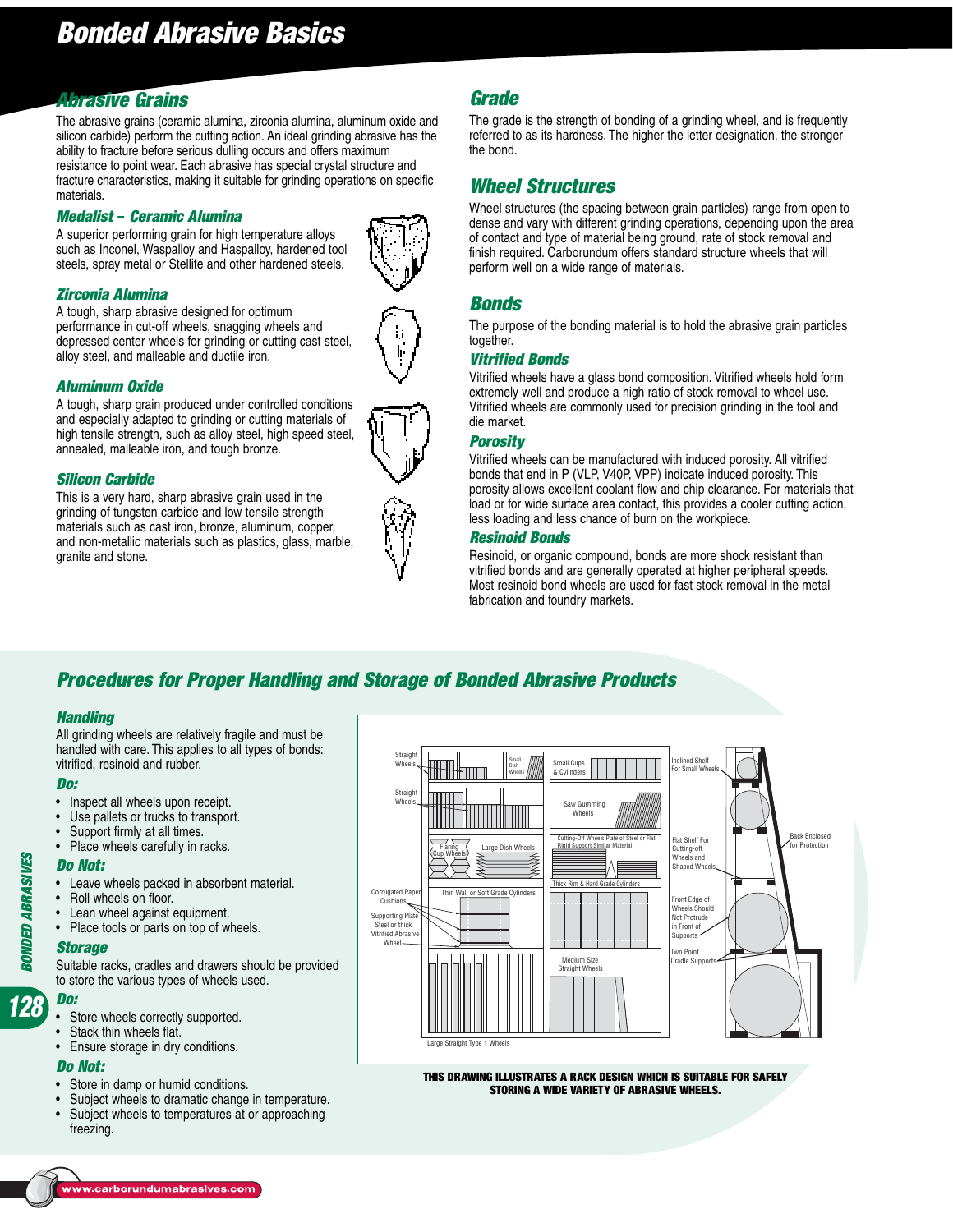# Bonded Abrasive Basics

## Abrasive Grains

The abrasive grains (ceramic alumina, zirconia alumina, aluminum oxide and silicon carbide) perform the cutting action. An ideal grinding abrasive has the ability to fracture before serious dulling occurs and offers maximum resistance to point wear. Each abrasive has special crystal structure and fracture characteristics, making it suitable for grinding operations on specific materials.

### Medalist – Ceramic Alumina

A superior performing grain for high temperature alloys such as Inconel, Waspalloy and Haspalloy, hardened tool steels, spray metal or Stellite and other hardened steels.

### Zirconia Alumina

A tough, sharp abrasive designed for optimum performance in cut-off wheels, snagging wheels and depressed center wheels for grinding or cutting cast steel, alloy steel, and malleable and ductile iron.

### Aluminum Oxide

A tough, sharp grain produced under controlled conditions and especially adapted to grinding or cutting materials of high tensile strength, such as alloy steel, high speed steel, annealed, malleable iron, and tough bronze.

### Silicon Carbide

This is a very hard, sharp abrasive grain used in the grinding of tungsten carbide and low tensile strength materials such as cast iron, bronze, aluminum, copper, and non-metallic materials such as plastics, glass, marble, granite and stone.

## Grade

The grade is the strength of bonding of a grinding wheel, and is frequently referred to as its hardness. The higher the letter designation, the stronger the bond.

## Wheel Structures

Wheel structures (the spacing between grain particles) range from open to dense and vary with different grinding operations, depending upon the area of contact and type of material being ground, rate of stock removal and finish required. Carborundum offers standard structure wheels that will perform well on a wide range of materials.

## Bonds

The purpose of the bonding material is to hold the abrasive grain particles together.

### Vitrified Bonds

Vitrified wheels have a glass bond composition. Vitrified wheels hold form extremely well and produce a high ratio of stock removal to wheel use. Vitrified wheels are commonly used for precision grinding in the tool and die market.

### Porosity

Vitrified wheels can be manufactured with induced porosity. All vitrified bonds that end in P (VLP, V40P, VPP) indicate induced porosity. This porosity allows excellent coolant flow and chip clearance. For materials that load or for wide surface area contact, this provides a cooler cutting action, less loading and less chance of burn on the workpiece.

### Resinoid Bonds

Resinoid, or organic compound, bonds are more shock resistant than vitrified bonds and are generally operated at higher peripheral speeds. Most resinoid bond wheels are used for fast stock removal in the metal fabrication and foundry markets.

## Procedures for Proper Handling and Storage of Bonded Abrasive Products

### Handling

All grinding wheels are relatively fragile and must be handled with care. This applies to all types of bonds: vitrified, resinoid and rubber.

#### Do:

- Inspect all wheels upon receipt.
- Use pallets or trucks to transport.
- Support firmly at all times.
- Place wheels carefully in racks.

#### Do Not:

- Leave wheels packed in absorbent material.
- Roll wheels on floor.
- Lean wheel against equipment.
- Place tools or parts on top of wheels.

### Storage

Suitable racks, cradles and drawers should be provided to store the various types of wheels used.

#### Do:

- Store wheels correctly supported.
- Stack thin wheels flat.
- Ensure storage in dry conditions.

#### Do Not:

- Store in damp or humid conditions.
- Subject wheels to dramatic change in temperature.
- Subject wheels to temperatures at or approaching freezing.

Straight Wheels
Small Dish Wheels
Small Cups & Cylinders
Inclined Shelf For Small Wheels
Straight Wheels
Saw Gumming Wheels
Flaring Cup Wheels
Large Dish Wheels
Cutting-Off Wheels Plate of Steel or Flat Rigid Support Similar Material
Flat Shelf For Cutting-off Wheels and Shaped Wheels
Back Enclosed for Protection
Thick Rim & Hard Grade Cylinders
Corrugated Paper Cushions
Thin Wall or Soft Grade Cylinders
Supporting Plate Steel or thick Vitrified Abrasive Wheel
Front Edge of Wheels Should Not Protrude in Front of Supports
Two Point Cradle Supports
Medium Size Straight Wheels
Large Straight Type 1 Wheels

**THIS DRAWING ILLUSTRATES A RACK DESIGN WHICH IS SUITABLE FOR SAFELY STORING A WIDE VARIETY OF ABRASIVE WHEELS.**